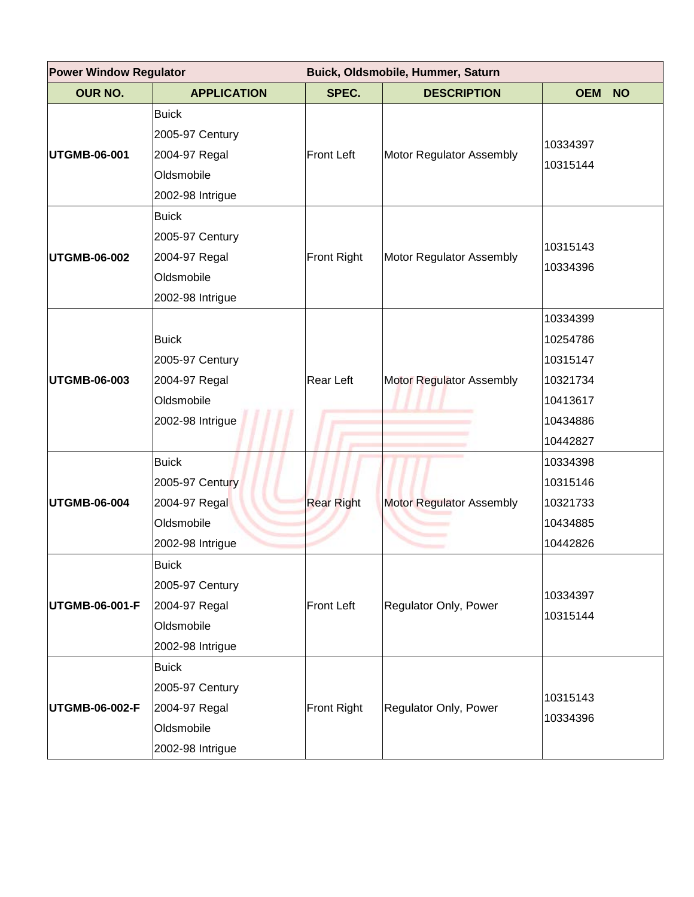| Power Window Regulator | | Buick, Oldsmobile, Hummer, Saturn | | |
|---|---|---|---|---|
| **OUR NO.** | **APPLICATION** | **SPEC.** | **DESCRIPTION** | **OEM NO** |
| **UTGMB-06-001** | Buick<br>2005-97 Century<br>2004-97 Regal<br>Oldsmobile<br>2002-98 Intrigue | Front Left | Motor Regulator Assembly | 10334397<br>10315144 |
| **UTGMB-06-002** | Buick<br>2005-97 Century<br>2004-97 Regal<br>Oldsmobile<br>2002-98 Intrigue | Front Right | Motor Regulator Assembly | 10315143<br>10334396 |
| **UTGMB-06-003** | Buick<br>2005-97 Century<br>2004-97 Regal<br>Oldsmobile<br>2002-98 Intrigue | Rear Left | Motor Regulator Assembly | 10334399<br>10254786<br>10315147<br>10321734<br>10413617<br>10434886<br>10442827 |
| **UTGMB-06-004** | Buick<br>2005-97 Century<br>2004-97 Regal<br>Oldsmobile<br>2002-98 Intrigue | Rear Right | Motor Regulator Assembly | 10334398<br>10315146<br>10321733<br>10434885<br>10442826 |
| **UTGMB-06-001-F** | Buick<br>2005-97 Century<br>2004-97 Regal<br>Oldsmobile<br>2002-98 Intrigue | Front Left | Regulator Only, Power | 10334397<br>10315144 |
| **UTGMB-06-002-F** | Buick<br>2005-97 Century<br>2004-97 Regal<br>Oldsmobile<br>2002-98 Intrigue | Front Right | Regulator Only, Power | 10315143<br>10334396 |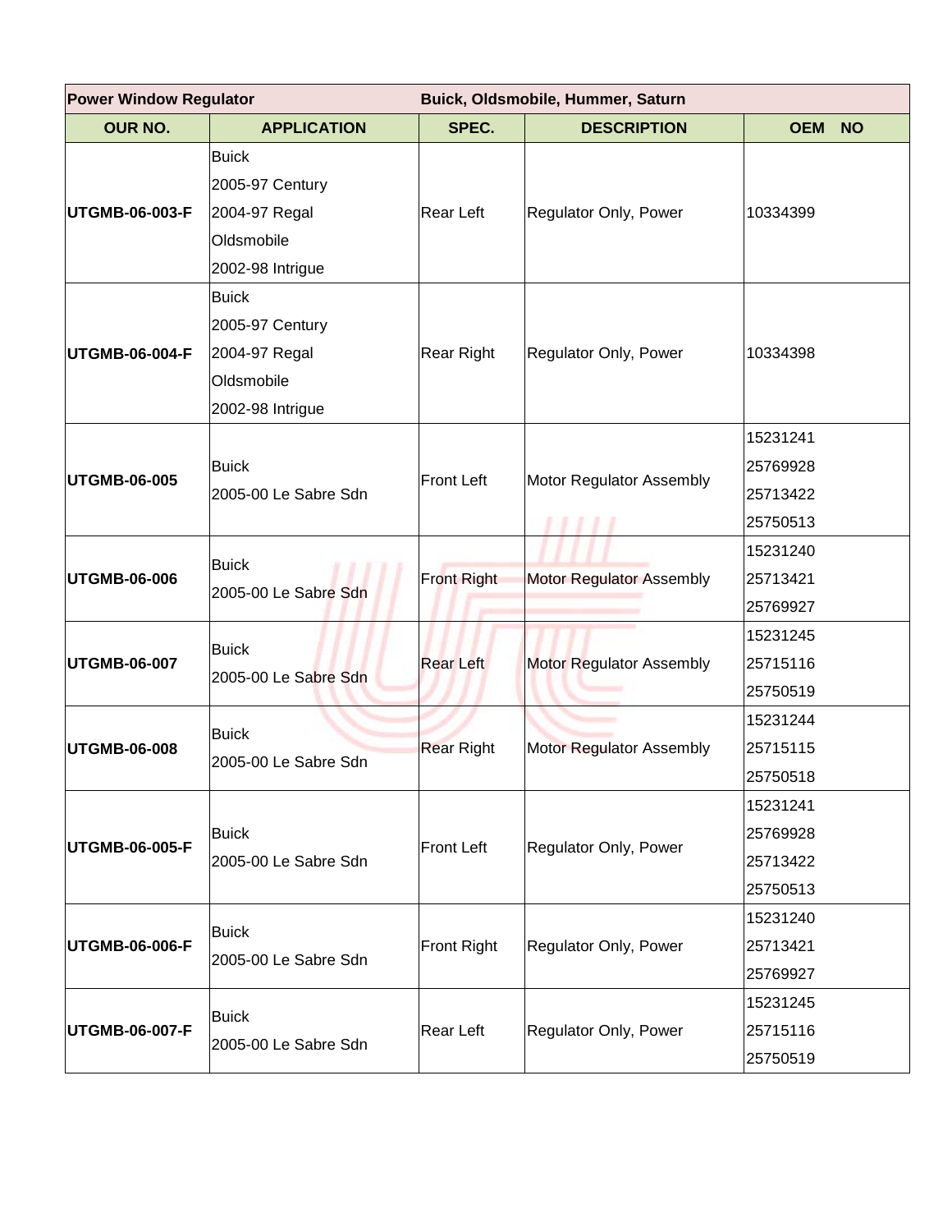| Power Window Regulator | | Buick, Oldsmobile, Hummer, Saturn | | |
|---|---|---|---|---|
| **OUR NO.** | **APPLICATION** | **SPEC.** | **DESCRIPTION** | **OEM NO** |
| **UTGMB-06-003-F** | Buick<br>2005-97 Century<br>2004-97 Regal<br>Oldsmobile<br>2002-98 Intrigue | Rear Left | Regulator Only, Power | 10334399 |
| **UTGMB-06-004-F** | Buick<br>2005-97 Century<br>2004-97 Regal<br>Oldsmobile<br>2002-98 Intrigue | Rear Right | Regulator Only, Power | 10334398 |
| **UTGMB-06-005** | Buick<br>2005-00 Le Sabre Sdn | Front Left | Motor Regulator Assembly | 15231241<br>25769928<br>25713422<br>25750513 |
| **UTGMB-06-006** | Buick<br>2005-00 Le Sabre Sdn | Front Right | Motor Regulator Assembly | 15231240<br>25713421<br>25769927 |
| **UTGMB-06-007** | Buick<br>2005-00 Le Sabre Sdn | Rear Left | Motor Regulator Assembly | 15231245<br>25715116<br>25750519 |
| **UTGMB-06-008** | Buick<br>2005-00 Le Sabre Sdn | Rear Right | Motor Regulator Assembly | 15231244<br>25715115<br>25750518 |
| **UTGMB-06-005-F** | Buick<br>2005-00 Le Sabre Sdn | Front Left | Regulator Only, Power | 15231241<br>25769928<br>25713422<br>25750513 |
| **UTGMB-06-006-F** | Buick<br>2005-00 Le Sabre Sdn | Front Right | Regulator Only, Power | 15231240<br>25713421<br>25769927 |
| **UTGMB-06-007-F** | Buick<br>2005-00 Le Sabre Sdn | Rear Left | Regulator Only, Power | 15231245<br>25715116<br>25750519 |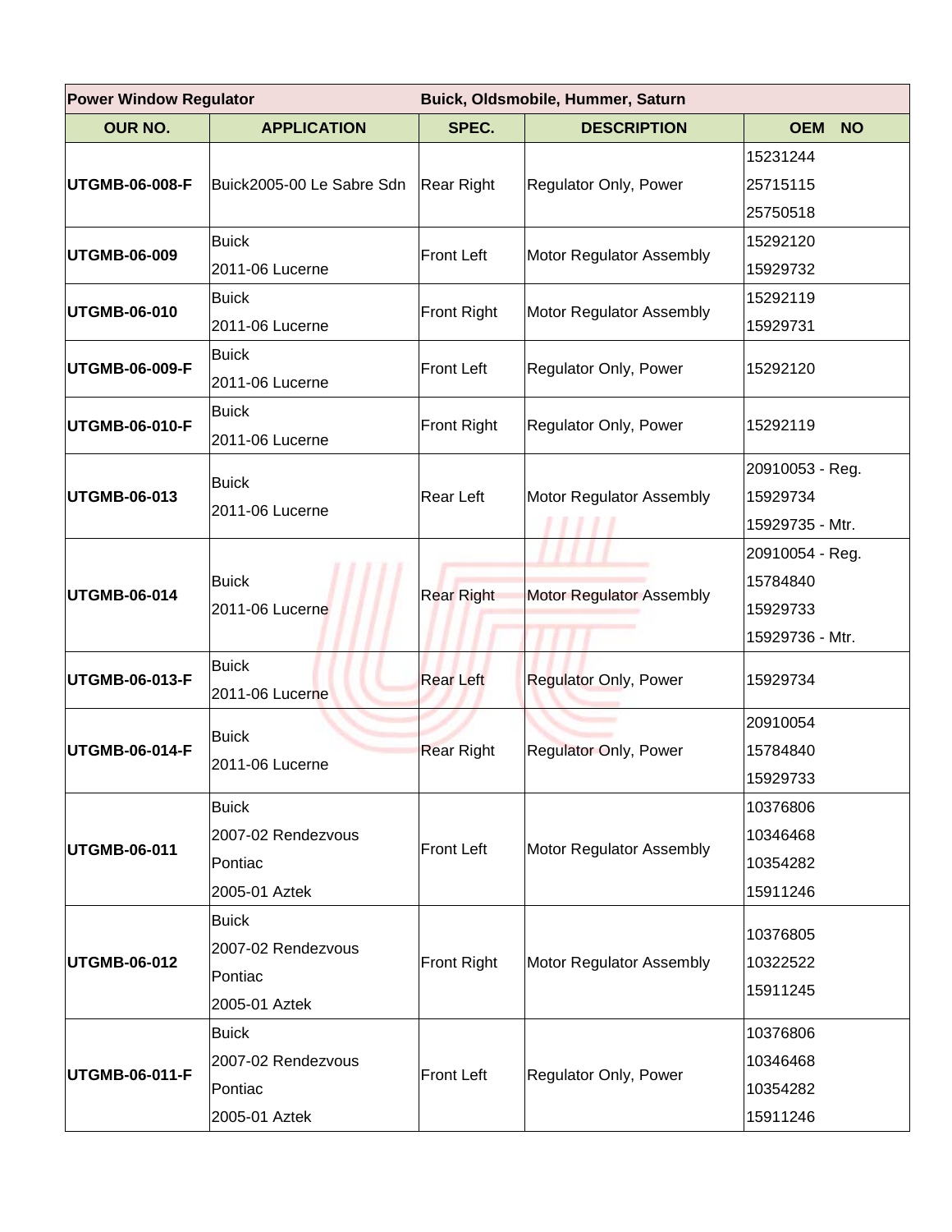| Power Window Regulator | | Buick, Oldsmobile, Hummer, Saturn | | |
|---|---|---|---|---|
| **OUR NO.** | **APPLICATION** | **SPEC.** | **DESCRIPTION** | **OEM NO** |
| **UTGMB-06-008-F** | Buick2005-00 Le Sabre Sdn | Rear Right | Regulator Only, Power | 15231244<br>25715115<br>25750518 |
| **UTGMB-06-009** | Buick<br>2011-06 Lucerne | Front Left | Motor Regulator Assembly | 15292120<br>15929732 |
| **UTGMB-06-010** | Buick<br>2011-06 Lucerne | Front Right | Motor Regulator Assembly | 15292119<br>15929731 |
| **UTGMB-06-009-F** | Buick<br>2011-06 Lucerne | Front Left | Regulator Only, Power | 15292120 |
| **UTGMB-06-010-F** | Buick<br>2011-06 Lucerne | Front Right | Regulator Only, Power | 15292119 |
| **UTGMB-06-013** | Buick<br>2011-06 Lucerne | Rear Left | Motor Regulator Assembly | 20910053 - Reg.<br>15929734<br>15929735 - Mtr. |
| **UTGMB-06-014** | Buick<br>2011-06 Lucerne | Rear Right | Motor Regulator Assembly | 20910054 - Reg.<br>15784840<br>15929733<br>15929736 - Mtr. |
| **UTGMB-06-013-F** | Buick<br>2011-06 Lucerne | Rear Left | Regulator Only, Power | 15929734 |
| **UTGMB-06-014-F** | Buick<br>2011-06 Lucerne | Rear Right | Regulator Only, Power | 20910054<br>15784840<br>15929733 |
| **UTGMB-06-011** | Buick<br>2007-02 Rendezvous<br>Pontiac<br>2005-01 Aztek | Front Left | Motor Regulator Assembly | 10376806<br>10346468<br>10354282<br>15911246 |
| **UTGMB-06-012** | Buick<br>2007-02 Rendezvous<br>Pontiac<br>2005-01 Aztek | Front Right | Motor Regulator Assembly | 10376805<br>10322522<br>15911245 |
| **UTGMB-06-011-F** | Buick<br>2007-02 Rendezvous<br>Pontiac<br>2005-01 Aztek | Front Left | Regulator Only, Power | 10376806<br>10346468<br>10354282<br>15911246 |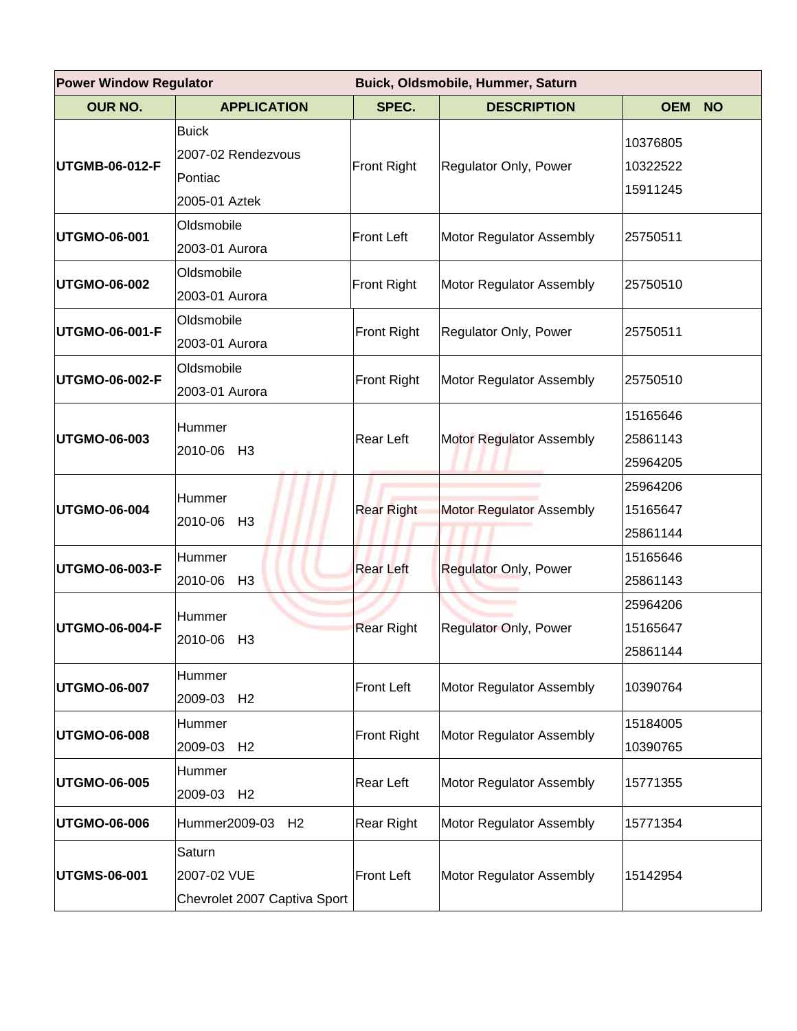| Power Window Regulator | | Buick, Oldsmobile, Hummer, Saturn | | |
|---|---|---|---|---|
| **OUR NO.** | **APPLICATION** | **SPEC.** | **DESCRIPTION** | **OEM NO** |
| **UTGMB-06-012-F** | Buick<br>2007-02 Rendezvous<br>Pontiac<br>2005-01 Aztek | Front Right | Regulator Only, Power | 10376805<br>10322522<br>15911245 |
| **UTGMO-06-001** | Oldsmobile<br>2003-01 Aurora | Front Left | Motor Regulator Assembly | 25750511 |
| **UTGMO-06-002** | Oldsmobile<br>2003-01 Aurora | Front Right | Motor Regulator Assembly | 25750510 |
| **UTGMO-06-001-F** | Oldsmobile<br>2003-01 Aurora | Front Right | Regulator Only, Power | 25750511 |
| **UTGMO-06-002-F** | Oldsmobile<br>2003-01 Aurora | Front Right | Motor Regulator Assembly | 25750510 |
| **UTGMO-06-003** | Hummer<br>2010-06 H3 | Rear Left | Motor Regulator Assembly | 15165646<br>25861143<br>25964205 |
| **UTGMO-06-004** | Hummer<br>2010-06 H3 | Rear Right | Motor Regulator Assembly | 25964206<br>15165647<br>25861144 |
| **UTGMO-06-003-F** | Hummer<br>2010-06 H3 | Rear Left | Regulator Only, Power | 15165646<br>25861143 |
| **UTGMO-06-004-F** | Hummer<br>2010-06 H3 | Rear Right | Regulator Only, Power | 25964206<br>15165647<br>25861144 |
| **UTGMO-06-007** | Hummer<br>2009-03 H2 | Front Left | Motor Regulator Assembly | 10390764 |
| **UTGMO-06-008** | Hummer<br>2009-03 H2 | Front Right | Motor Regulator Assembly | 15184005<br>10390765 |
| **UTGMO-06-005** | Hummer<br>2009-03 H2 | Rear Left | Motor Regulator Assembly | 15771355 |
| **UTGMO-06-006** | Hummer2009-03 H2 | Rear Right | Motor Regulator Assembly | 15771354 |
| **UTGMS-06-001** | Saturn<br>2007-02 VUE<br>Chevrolet 2007 Captiva Sport | Front Left | Motor Regulator Assembly | 15142954 |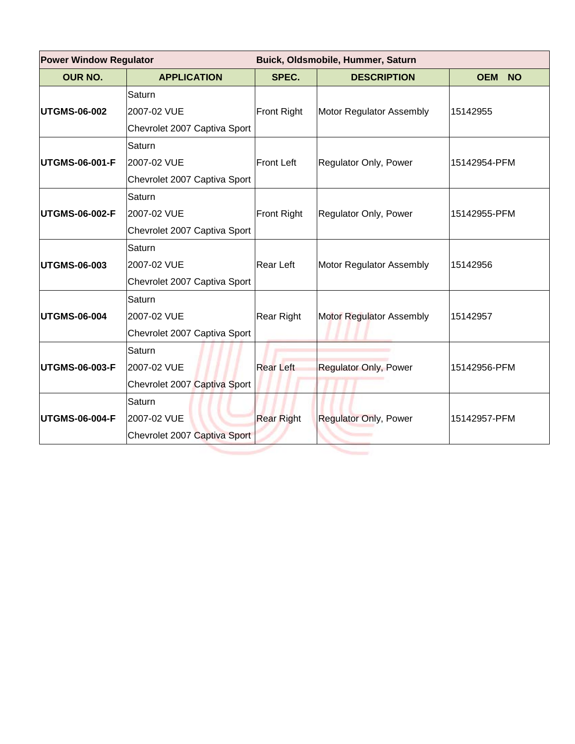| Power Window Regulator | | Buick, Oldsmobile, Hummer, Saturn | | |
|---|---|---|---|---|
| **OUR NO.** | **APPLICATION** | **SPEC.** | **DESCRIPTION** | **OEM NO** |
| **UTGMS-06-002** | Saturn<br>2007-02 VUE<br>Chevrolet 2007 Captiva Sport | Front Right | Motor Regulator Assembly | 15142955 |
| **UTGMS-06-001-F** | Saturn<br>2007-02 VUE<br>Chevrolet 2007 Captiva Sport | Front Left | Regulator Only, Power | 15142954-PFM |
| **UTGMS-06-002-F** | Saturn<br>2007-02 VUE<br>Chevrolet 2007 Captiva Sport | Front Right | Regulator Only, Power | 15142955-PFM |
| **UTGMS-06-003** | Saturn<br>2007-02 VUE<br>Chevrolet 2007 Captiva Sport | Rear Left | Motor Regulator Assembly | 15142956 |
| **UTGMS-06-004** | Saturn<br>2007-02 VUE<br>Chevrolet 2007 Captiva Sport | Rear Right | Motor Regulator Assembly | 15142957 |
| **UTGMS-06-003-F** | Saturn<br>2007-02 VUE<br>Chevrolet 2007 Captiva Sport | Rear Left | Regulator Only, Power | 15142956-PFM |
| **UTGMS-06-004-F** | Saturn<br>2007-02 VUE<br>Chevrolet 2007 Captiva Sport | Rear Right | Regulator Only, Power | 15142957-PFM |